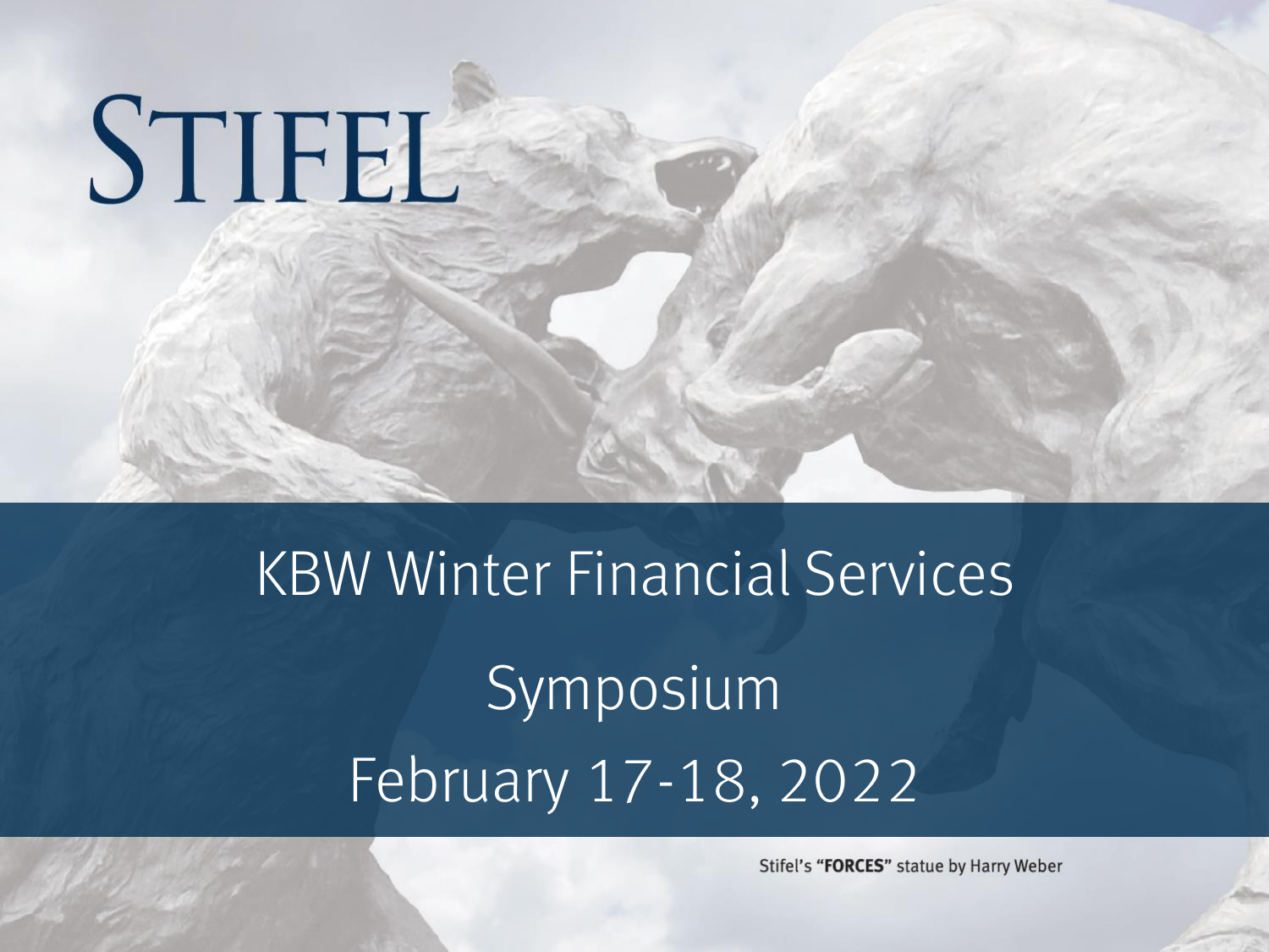# STIFEL

## KBW Winter Financial Services Symposium

## February 17-18, 2022

Stifel's **"FORCES"** statue by Harry Weber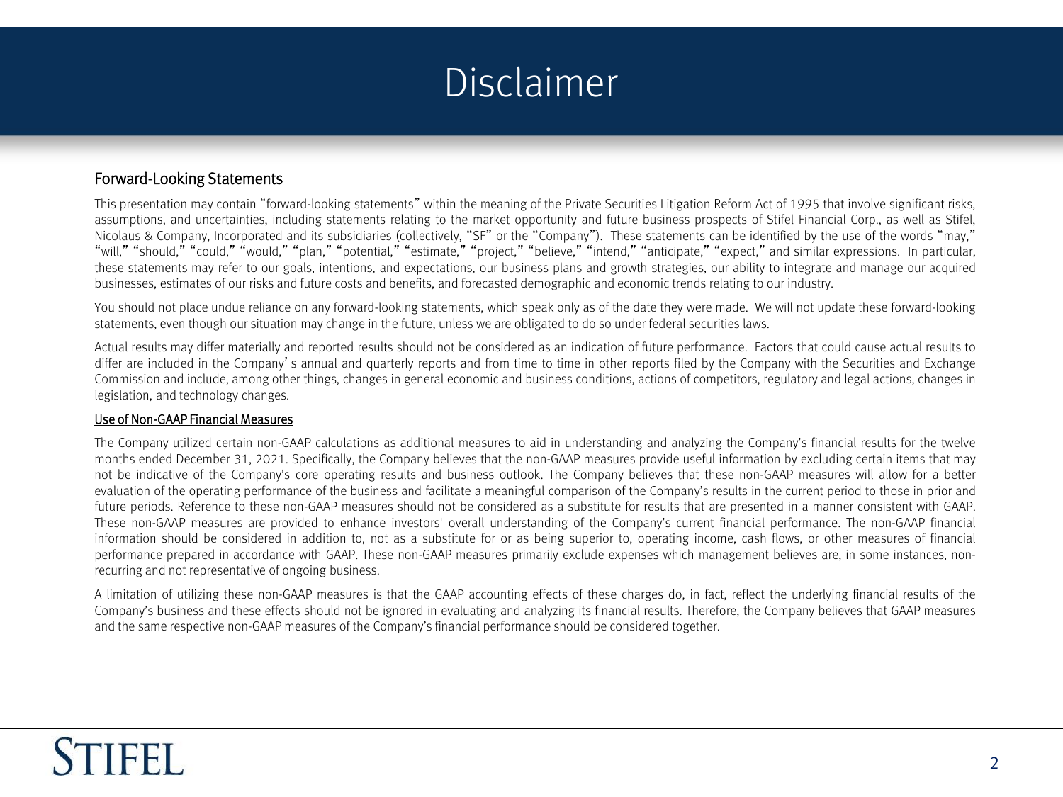# Disclaimer

## Forward-Looking Statements

This presentation may contain "forward-looking statements" within the meaning of the Private Securities Litigation Reform Act of 1995 that involve significant risks, assumptions, and uncertainties, including statements relating to the market opportunity and future business prospects of Stifel Financial Corp., as well as Stifel, Nicolaus & Company, Incorporated and its subsidiaries (collectively, "SF" or the "Company"). These statements can be identified by the use of the words "may," "will," "should," "could," "would," "plan," "potential," "estimate," "project," "believe," "intend," "anticipate," "expect," and similar expressions. In particular, these statements may refer to our goals, intentions, and expectations, our business plans and growth strategies, our ability to integrate and manage our acquired businesses, estimates of our risks and future costs and benefits, and forecasted demographic and economic trends relating to our industry.

You should not place undue reliance on any forward-looking statements, which speak only as of the date they were made. We will not update these forward-looking statements, even though our situation may change in the future, unless we are obligated to do so under federal securities laws.

Actual results may differ materially and reported results should not be considered as an indication of future performance. Factors that could cause actual results to differ are included in the Company's annual and quarterly reports and from time to time in other reports filed by the Company with the Securities and Exchange Commission and include, among other things, changes in general economic and business conditions, actions of competitors, regulatory and legal actions, changes in legislation, and technology changes.

### Use of Non-GAAP Financial Measures

The Company utilized certain non-GAAP calculations as additional measures to aid in understanding and analyzing the Company's financial results for the twelve months ended December 31, 2021. Specifically, the Company believes that the non-GAAP measures provide useful information by excluding certain items that may not be indicative of the Company's core operating results and business outlook. The Company believes that these non-GAAP measures will allow for a better evaluation of the operating performance of the business and facilitate a meaningful comparison of the Company's results in the current period to those in prior and future periods. Reference to these non-GAAP measures should not be considered as a substitute for results that are presented in a manner consistent with GAAP. These non-GAAP measures are provided to enhance investors' overall understanding of the Company's current financial performance. The non-GAAP financial information should be considered in addition to, not as a substitute for or as being superior to, operating income, cash flows, or other measures of financial performance prepared in accordance with GAAP. These non-GAAP measures primarily exclude expenses which management believes are, in some instances, non-recurring and not representative of ongoing business.

A limitation of utilizing these non-GAAP measures is that the GAAP accounting effects of these charges do, in fact, reflect the underlying financial results of the Company's business and these effects should not be ignored in evaluating and analyzing its financial results. Therefore, the Company believes that GAAP measures and the same respective non-GAAP measures of the Company's financial performance should be considered together.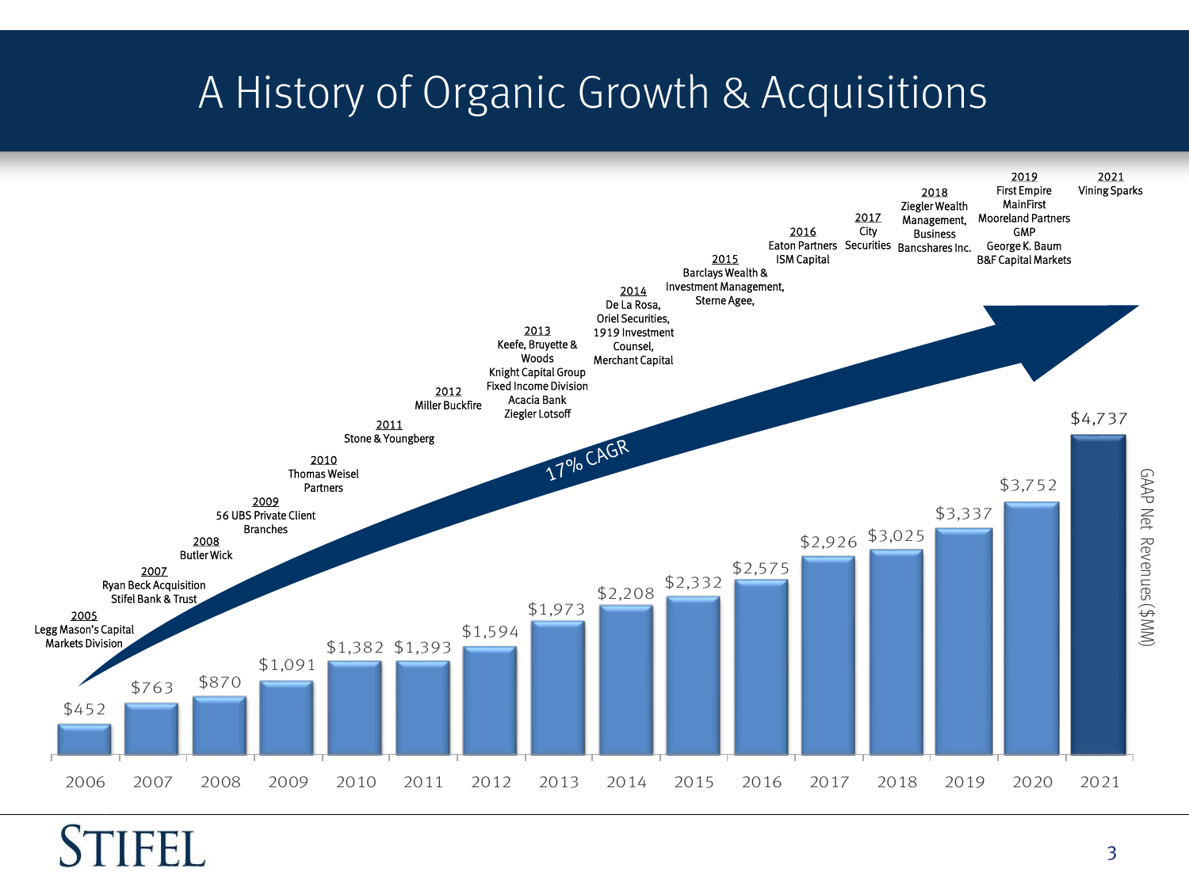# A History of Organic Growth & Acquisitions

**17% CAGR**

| Year | GAAP Net Revenues ($MM) |
|---|---|
| 2006 | $452 |
| 2007 | $763 |
| 2008 | $870 |
| 2009 | $1,091 |
| 2010 | $1,382 |
| 2011 | $1,393 |
| 2012 | $1,594 |
| 2013 | $1,973 |
| 2014 | $2,208 |
| 2015 | $2,332 |
| 2016 | $2,575 |
| 2017 | $2,926 |
| 2018 | $3,025 |
| 2019 | $3,337 |
| 2020 | $3,752 |
| 2021 | $4,737 |

**2005**
Legg Mason's Capital Markets Division

**2007**
Ryan Beck Acquisition
Stifel Bank & Trust

**2008**
Butler Wick

**2009**
56 UBS Private Client Branches

**2010**
Thomas Weisel Partners

**2011**
Stone & Youngberg

**2012**
Miller Buckfire

**2013**
Keefe, Bruyette & Woods
Knight Capital Group Fixed Income Division
Acacia Bank
Ziegler Lotsoff

**2014**
De La Rosa,
Oriel Securities,
1919 Investment Counsel,
Merchant Capital

**2015**
Barclays Wealth & Investment Management,
Sterne Agee,

**2016**
Eaton Partners
ISM Capital

**2017**
City Securities

**2018**
Ziegler Wealth Management,
Business Bancshares Inc.

**2019**
First Empire
MainFirst
Mooreland Partners
GMP
George K. Baum
B&F Capital Markets

**2021**
Vining Sparks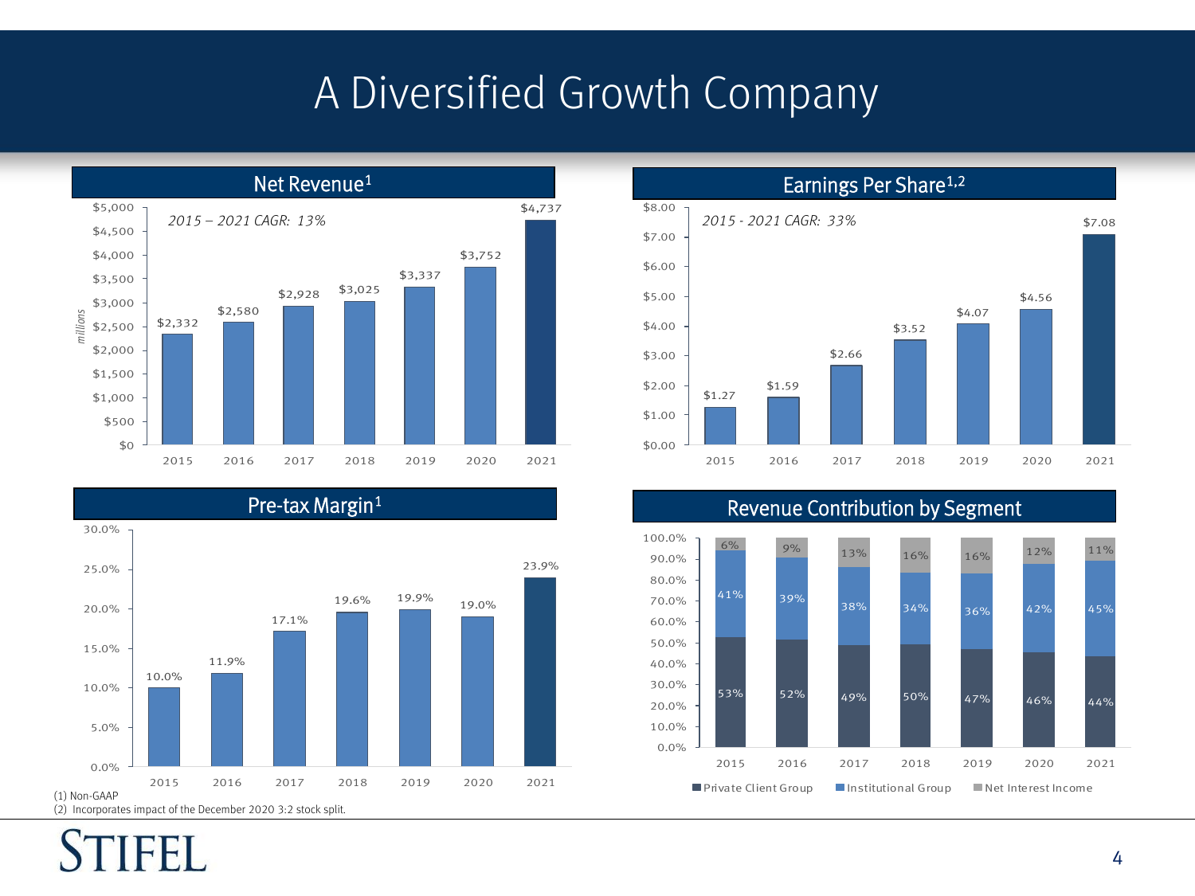# A Diversified Growth Company

## Net Revenue[1]

*2015 – 2021 CAGR: 13%*

| Year | Net Revenue (millions) |
|---|---|
| 2015 | $2,332 |
| 2016 | $2,580 |
| 2017 | $2,928 |
| 2018 | $3,025 |
| 2019 | $3,337 |
| 2020 | $3,752 |
| 2021 | $4,737 |

## Earnings Per Share[1,2]

*2015 - 2021 CAGR: 33%*

| Year | EPS |
|---|---|
| 2015 | $1.27 |
| 2016 | $1.59 |
| 2017 | $2.66 |
| 2018 | $3.52 |
| 2019 | $4.07 |
| 2020 | $4.56 |
| 2021 | $7.08 |

## Pre-tax Margin[1]

| Year | Pre-tax Margin |
|---|---|
| 2015 | 10.0% |
| 2016 | 11.9% |
| 2017 | 17.1% |
| 2018 | 19.6% |
| 2019 | 19.9% |
| 2020 | 19.0% |
| 2021 | 23.9% |

## Revenue Contribution by Segment

| Year | Private Client Group | Institutional Group | Net Interest Income |
|---|---|---|---|
| 2015 | 53% | 41% | 6% |
| 2016 | 52% | 39% | 9% |
| 2017 | 49% | 38% | 13% |
| 2018 | 50% | 34% | 16% |
| 2019 | 47% | 36% | 16% |
| 2020 | 46% | 42% | 12% |
| 2021 | 44% | 45% | 11% |

(1) Non-GAAP
(2) Incorporates impact of the December 2020 3:2 stock split.

STIFEL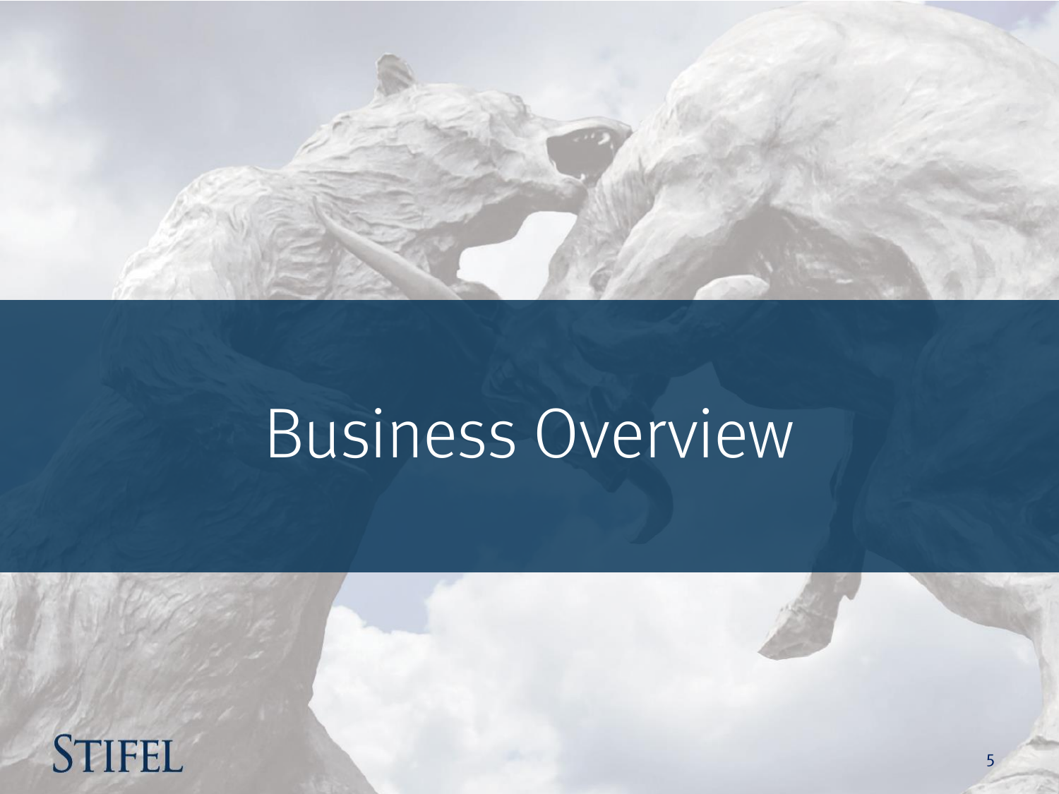# Business Overview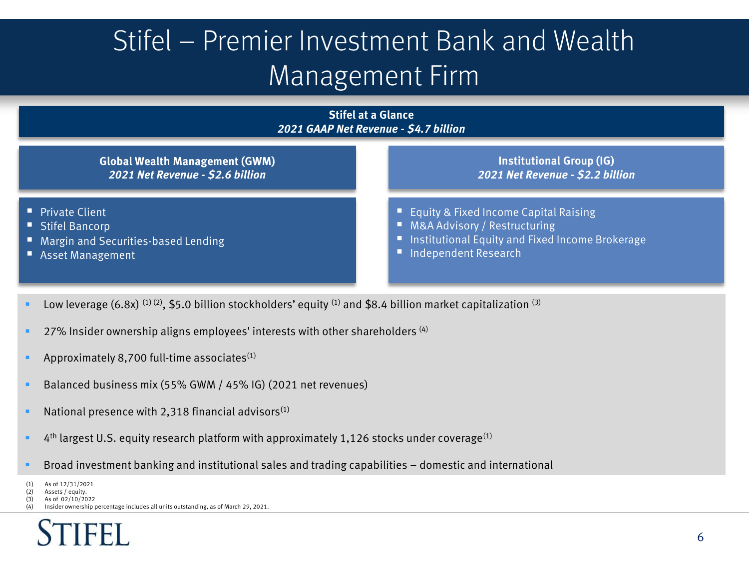# Stifel – Premier Investment Bank and Wealth Management Firm

## Stifel at a Glance

***2021 GAAP Net Revenue - $4.7 billion***

### Global Wealth Management (GWM)

***2021 Net Revenue - $2.6 billion***

- Private Client
- Stifel Bancorp
- Margin and Securities-based Lending
- Asset Management

### Institutional Group (IG)

***2021 Net Revenue - $2.2 billion***

- Equity & Fixed Income Capital Raising
- M&A Advisory / Restructuring
- Institutional Equity and Fixed Income Brokerage
- Independent Research

---

- Low leverage (6.8x) [(1) (2)], $5.0 billion stockholders' equity [(1)] and $8.4 billion market capitalization [(3)]
- 27% Insider ownership aligns employees' interests with other shareholders [(4)]
- Approximately 8,700 full-time associates[(1)]
- Balanced business mix (55% GWM / 45% IG) (2021 net revenues)
- National presence with 2,318 financial advisors[(1)]
- 4th largest U.S. equity research platform with approximately 1,126 stocks under coverage[(1)]
- Broad investment banking and institutional sales and trading capabilities – domestic and international

(1) As of 12/31/2021
(2) Assets / equity.
(3) As of 02/10/2022
(4) Insider ownership percentage includes all units outstanding, as of March 29, 2021.

STIFEL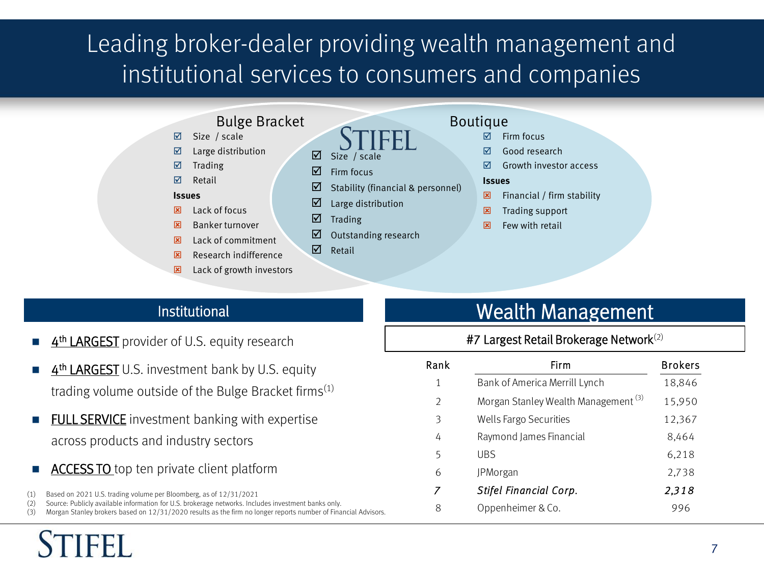# Leading broker-dealer providing wealth management and institutional services to consumers and companies

### Bulge Bracket

- ☑ Size / scale
- ☑ Large distribution
- ☑ Trading
- ☑ Retail

**Issues**

- ☒ Lack of focus
- ☒ Banker turnover
- ☒ Lack of commitment
- ☒ Research indifference
- ☒ Lack of growth investors

### STIFEL

- ☑ Size / scale
- ☑ Firm focus
- ☑ Stability (financial & personnel)
- ☑ Large distribution
- ☑ Trading
- ☑ Outstanding research
- ☑ Retail

### Boutique

- ☑ Firm focus
- ☑ Good research
- ☑ Growth investor access

**Issues**

- ☒ Financial / firm stability
- ☒ Trading support
- ☒ Few with retail

## Institutional

- **4th LARGEST** provider of U.S. equity research
- **4th LARGEST** U.S. investment bank by U.S. equity trading volume outside of the Bulge Bracket firms[1]
- **FULL SERVICE** investment banking with expertise across products and industry sectors
- **ACCESS TO** top ten private client platform

## Wealth Management

**#7 Largest Retail Brokerage Network[2]**

| Rank | Firm | Brokers |
|---|---|---|
| 1 | Bank of America Merrill Lynch | 18,846 |
| 2 | Morgan Stanley Wealth Management[3] | 15,950 |
| 3 | Wells Fargo Securities | 12,367 |
| 4 | Raymond James Financial | 8,464 |
| 5 | UBS | 6,218 |
| 6 | JPMorgan | 2,738 |
| *7* | ***Stifel Financial Corp.*** | ***2,318*** |
| 8 | Oppenheimer & Co. | 996 |

(1) Based on 2021 U.S. trading volume per Bloomberg, as of 12/31/2021
(2) Source: Publicly available information for U.S. brokerage networks. Includes investment banks only.
(3) Morgan Stanley brokers based on 12/31/2020 results as the firm no longer reports number of Financial Advisors.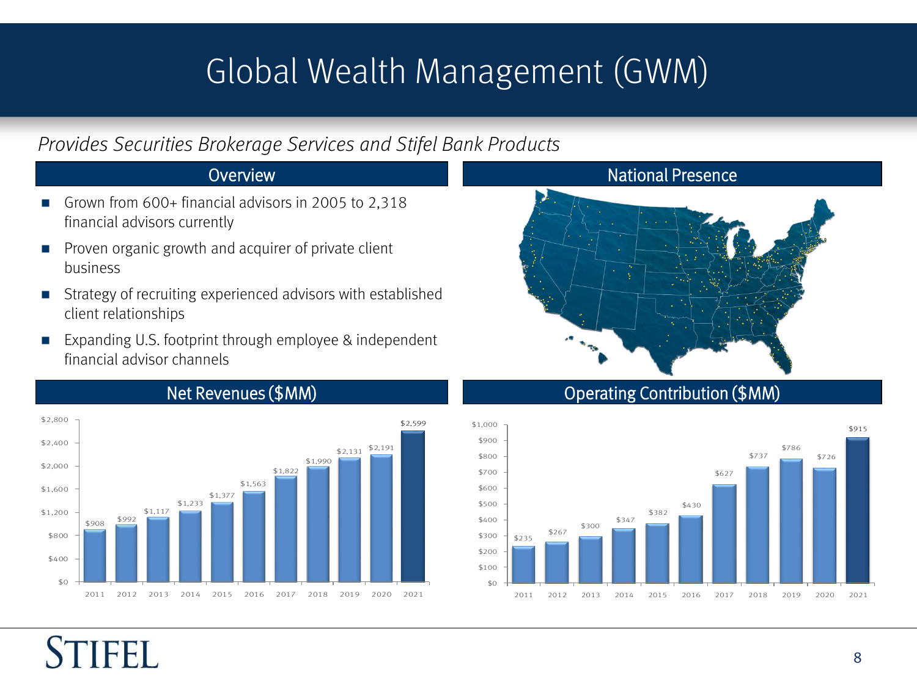# Global Wealth Management (GWM)

*Provides Securities Brokerage Services and Stifel Bank Products*

## Overview

- Grown from 600+ financial advisors in 2005 to 2,318 financial advisors currently
- Proven organic growth and acquirer of private client business
- Strategy of recruiting experienced advisors with established client relationships
- Expanding U.S. footprint through employee & independent financial advisor channels

## National Presence

## Net Revenues ($MM)

| Year | Net Revenues ($MM) |
|---|---|
| 2011 | $908 |
| 2012 | $992 |
| 2013 | $1,117 |
| 2014 | $1,233 |
| 2015 | $1,377 |
| 2016 | $1,563 |
| 2017 | $1,822 |
| 2018 | $1,990 |
| 2019 | $2,131 |
| 2020 | $2,191 |
| 2021 | $2,599 |

## Operating Contribution ($MM)

| Year | Operating Contribution ($MM) |
|---|---|
| 2011 | $235 |
| 2012 | $267 |
| 2013 | $300 |
| 2014 | $347 |
| 2015 | $382 |
| 2016 | $430 |
| 2017 | $627 |
| 2018 | $737 |
| 2019 | $786 |
| 2020 | $726 |
| 2021 | $915 |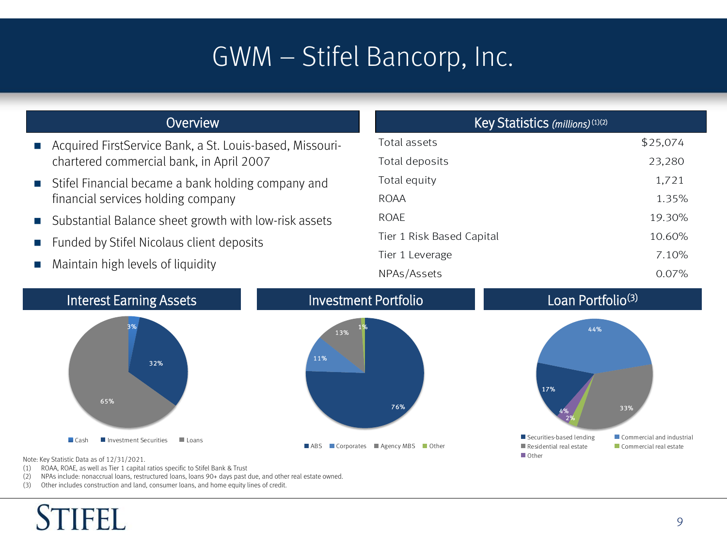# GWM – Stifel Bancorp, Inc.

## Overview

- Acquired FirstService Bank, a St. Louis-based, Missouri-chartered commercial bank, in April 2007
- Stifel Financial became a bank holding company and financial services holding company
- Substantial Balance sheet growth with low-risk assets
- Funded by Stifel Nicolaus client deposits
- Maintain high levels of liquidity

## Key Statistics *(millions)* [(1)(2)]

| | |
|---|---|
| Total assets | $25,074 |
| Total deposits | 23,280 |
| Total equity | 1,721 |
| ROAA | 1.35% |
| ROAE | 19.30% |
| Tier 1 Risk Based Capital | 10.60% |
| Tier 1 Leverage | 7.10% |
| NPAs/Assets | 0.07% |

## Interest Earning Assets

| Category | % |
|---|---|
| Cash | 3% |
| Investment Securities | 32% |
| Loans | 65% |

## Investment Portfolio

| Category | % |
|---|---|
| ABS | 76% |
| Corporates | 11% |
| Agency MBS | 13% |
| Other | 1% |

## Loan Portfolio[(3)]

| Category | % |
|---|---|
| Securities-based lending | 17% |
| Commercial and industrial | 44% |
| Residential real estate | 33% |
| Commercial real estate | 2% |
| Other | 4% |

Note: Key Statistic Data as of 12/31/2021.

(1) ROAA, ROAE, as well as Tier 1 capital ratios specific to Stifel Bank & Trust

(2) NPAs include: nonaccrual loans, restructured loans, loans 90+ days past due, and other real estate owned.

(3) Other includes construction and land, consumer loans, and home equity lines of credit.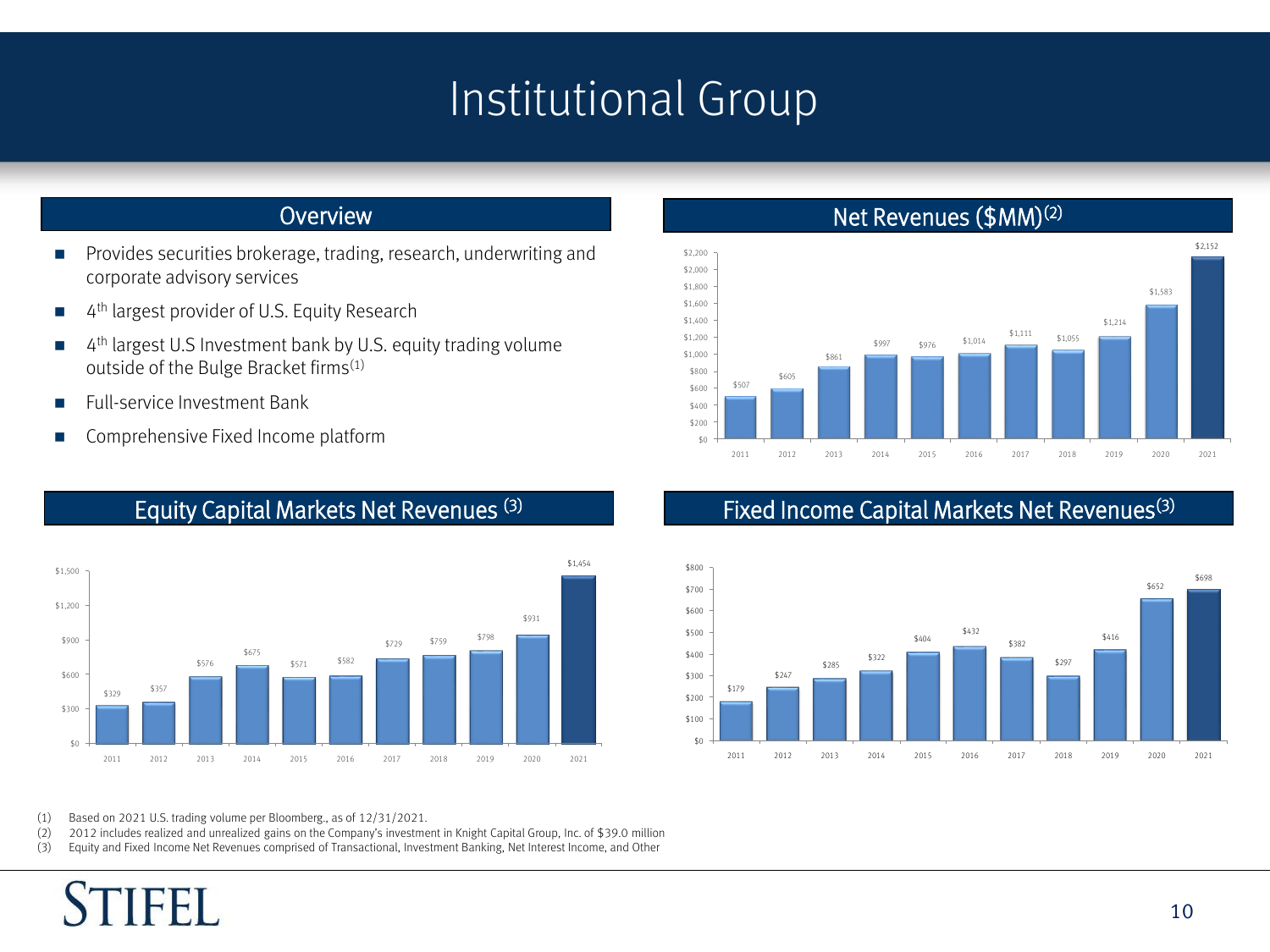# Institutional Group

## Overview

- Provides securities brokerage, trading, research, underwriting and corporate advisory services
- 4th largest provider of U.S. Equity Research
- 4th largest U.S Investment bank by U.S. equity trading volume outside of the Bulge Bracket firms[1]
- Full-service Investment Bank
- Comprehensive Fixed Income platform

## Net Revenues ($MM)[2]

$2,200
$2,000
$1,800
$1,600
$1,400
$1,200
$1,000
$800
$600
$400
$200
$0

2011 $507
2012 $605
2013 $861
2014 $997
2015 $976
2016 $1,014
2017 $1,111
2018 $1,055
2019 $1,214
2020 $1,583
2021 $2,152

## Equity Capital Markets Net Revenues [3]

$1,500
$1,200
$900
$600
$300
$0

2011 $329
2012 $357
2013 $576
2014 $675
2015 $571
2016 $582
2017 $729
2018 $759
2019 $798
2020 $931
2021 $1,454

## Fixed Income Capital Markets Net Revenues[3]

$800
$700
$600
$500
$400
$300
$200
$100
$0

2011 $179
2012 $247
2013 $285
2014 $322
2015 $404
2016 $432
2017 $382
2018 $297
2019 $416
2020 $652
2021 $698

(1) Based on 2021 U.S. trading volume per Bloomberg., as of 12/31/2021.
(2) 2012 includes realized and unrealized gains on the Company's investment in Knight Capital Group, Inc. of $39.0 million
(3) Equity and Fixed Income Net Revenues comprised of Transactional, Investment Banking, Net Interest Income, and Other

STIFEL